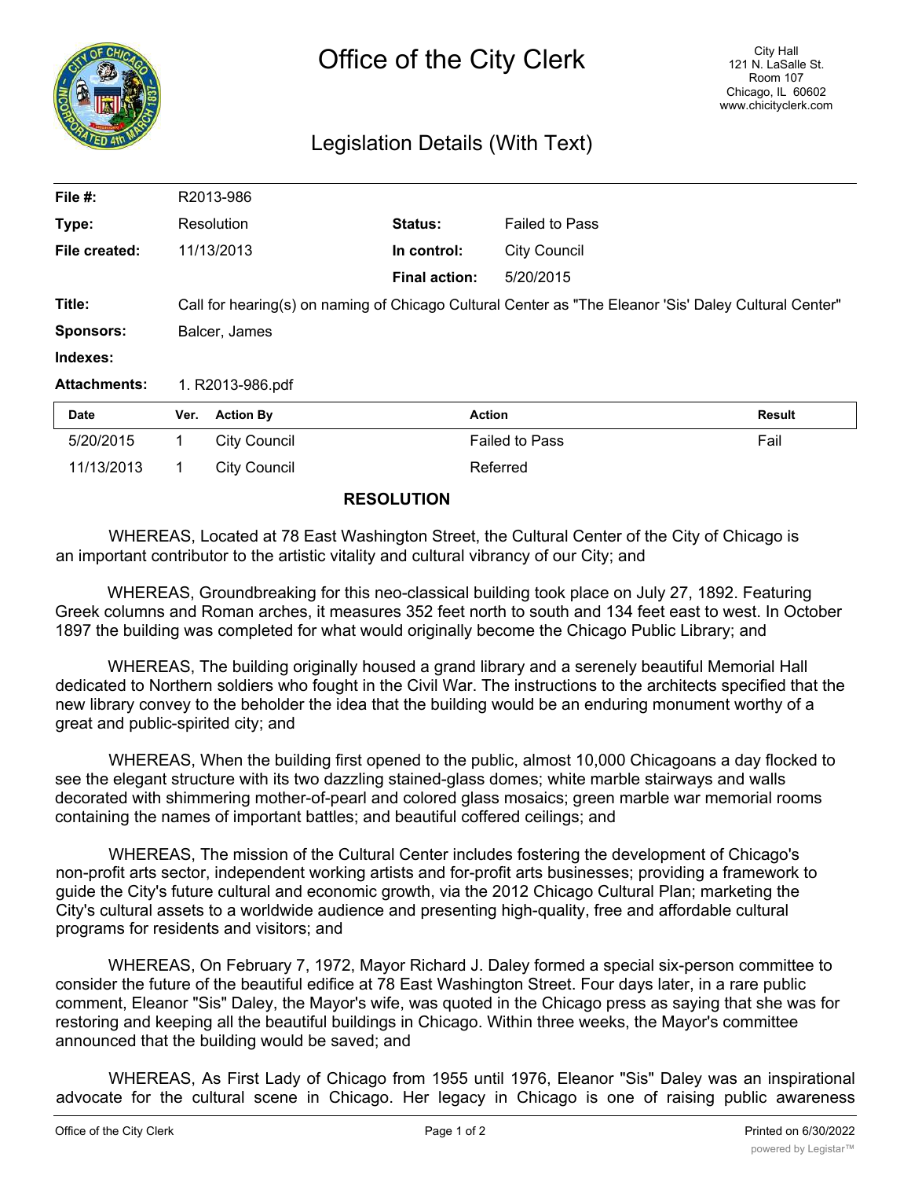# Office of the City Clerk

City Hall
121 N. LaSalle St.
Room 107
Chicago, IL 60602
www.chicityclerk.com

## Legislation Details (With Text)

| | | | |
|---|---|---|---|
| **File #:** | R2013-986 | | |
| **Type:** | Resolution | **Status:** | Failed to Pass |
| **File created:** | 11/13/2013 | **In control:** | City Council |
| | | **Final action:** | 5/20/2015 |
| **Title:** | Call for hearing(s) on naming of Chicago Cultural Center as "The Eleanor 'Sis' Daley Cultural Center" | | |
| **Sponsors:** | Balcer, James | | |
| **Indexes:** | | | |
| **Attachments:** | 1. R2013-986.pdf | | |

| Date | Ver. | Action By | Action | Result |
|---|---|---|---|---|
| 5/20/2015 | 1 | City Council | Failed to Pass | Fail |
| 11/13/2013 | 1 | City Council | Referred | |

## RESOLUTION

WHEREAS, Located at 78 East Washington Street, the Cultural Center of the City of Chicago is an important contributor to the artistic vitality and cultural vibrancy of our City; and

WHEREAS, Groundbreaking for this neo-classical building took place on July 27, 1892. Featuring Greek columns and Roman arches, it measures 352 feet north to south and 134 feet east to west. In October 1897 the building was completed for what would originally become the Chicago Public Library; and

WHEREAS, The building originally housed a grand library and a serenely beautiful Memorial Hall dedicated to Northern soldiers who fought in the Civil War. The instructions to the architects specified that the new library convey to the beholder the idea that the building would be an enduring monument worthy of a great and public-spirited city; and

WHEREAS, When the building first opened to the public, almost 10,000 Chicagoans a day flocked to see the elegant structure with its two dazzling stained-glass domes; white marble stairways and walls decorated with shimmering mother-of-pearl and colored glass mosaics; green marble war memorial rooms containing the names of important battles; and beautiful coffered ceilings; and

WHEREAS, The mission of the Cultural Center includes fostering the development of Chicago's non-profit arts sector, independent working artists and for-profit arts businesses; providing a framework to guide the City's future cultural and economic growth, via the 2012 Chicago Cultural Plan; marketing the City's cultural assets to a worldwide audience and presenting high-quality, free and affordable cultural programs for residents and visitors; and

WHEREAS, On February 7, 1972, Mayor Richard J. Daley formed a special six-person committee to consider the future of the beautiful edifice at 78 East Washington Street. Four days later, in a rare public comment, Eleanor "Sis" Daley, the Mayor's wife, was quoted in the Chicago press as saying that she was for restoring and keeping all the beautiful buildings in Chicago. Within three weeks, the Mayor's committee announced that the building would be saved; and

WHEREAS, As First Lady of Chicago from 1955 until 1976, Eleanor "Sis" Daley was an inspirational advocate for the cultural scene in Chicago. Her legacy in Chicago is one of raising public awareness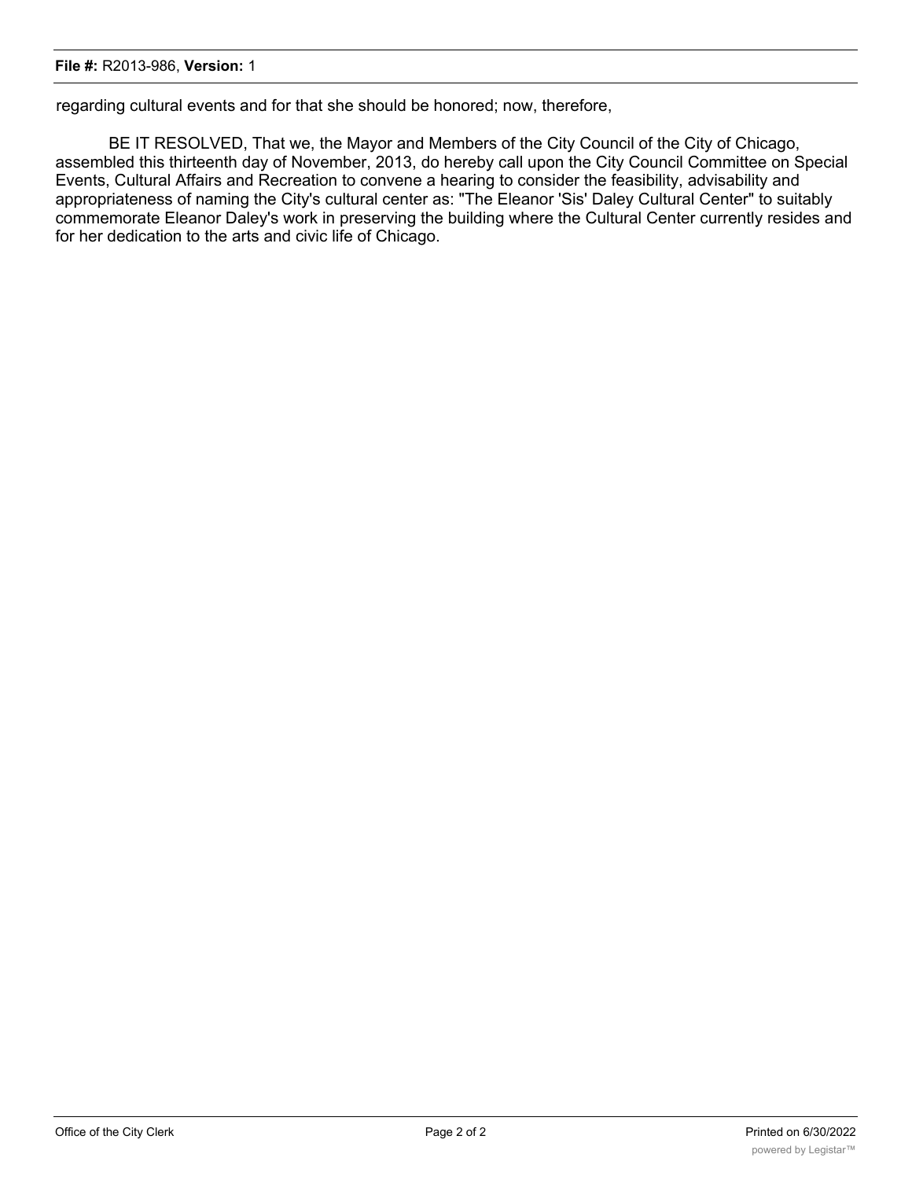regarding cultural events and for that she should be honored; now, therefore,

BE IT RESOLVED, That we, the Mayor and Members of the City Council of the City of Chicago, assembled this thirteenth day of November, 2013, do hereby call upon the City Council Committee on Special Events, Cultural Affairs and Recreation to convene a hearing to consider the feasibility, advisability and appropriateness of naming the City's cultural center as: "The Eleanor 'Sis' Daley Cultural Center" to suitably commemorate Eleanor Daley's work in preserving the building where the Cultural Center currently resides and for her dedication to the arts and civic life of Chicago.